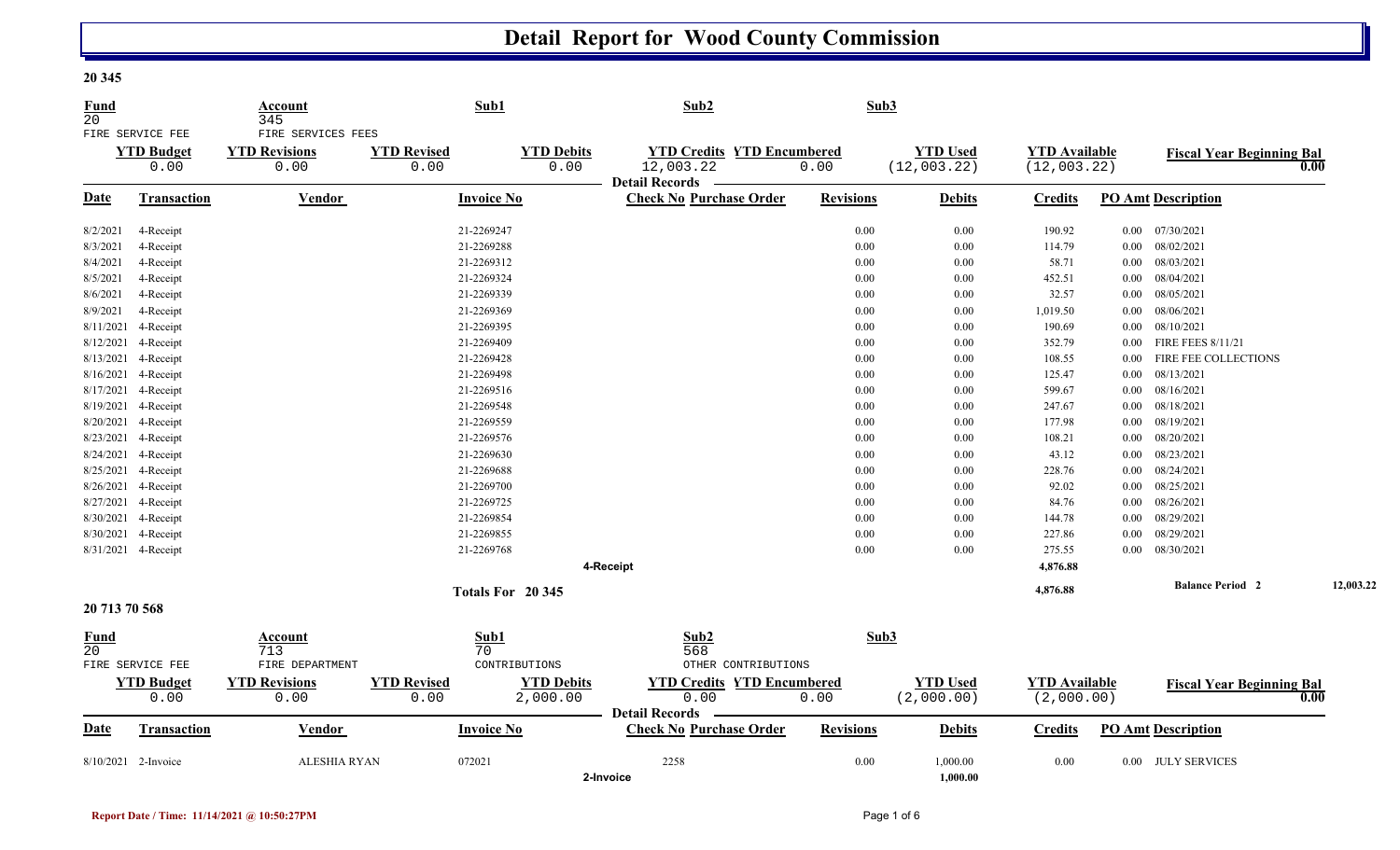# Detail Report for Wood County Commission

## 20 345

| Fund | Account | Sub1 | Sub2 | Sub3 |
|---|---|---|---|---|
| 20 | 345 | | | |
| FIRE SERVICE FEE | FIRE SERVICES FEES | | | |

| YTD Budget | YTD Revisions | YTD Revised | YTD Debits | YTD Credits | YTD Encumbered | YTD Used | YTD Available | Fiscal Year Beginning Bal |
|---|---|---|---|---|---|---|---|---|
| 0.00 | 0.00 | 0.00 | 0.00 | 12,003.22 | 0.00 | (12,003.22) | (12,003.22) | 0.00 |

**Detail Records**

| Date | Transaction | Vendor | Invoice No | Check No | Purchase Order | Revisions | Debits | Credits | PO Amt | Description |
|---|---|---|---|---|---|---|---|---|---|---|
| 8/2/2021 | 4-Receipt | | 21-2269247 | | | 0.00 | 0.00 | 190.92 | 0.00 | 07/30/2021 |
| 8/3/2021 | 4-Receipt | | 21-2269288 | | | 0.00 | 0.00 | 114.79 | 0.00 | 08/02/2021 |
| 8/4/2021 | 4-Receipt | | 21-2269312 | | | 0.00 | 0.00 | 58.71 | 0.00 | 08/03/2021 |
| 8/5/2021 | 4-Receipt | | 21-2269324 | | | 0.00 | 0.00 | 452.51 | 0.00 | 08/04/2021 |
| 8/6/2021 | 4-Receipt | | 21-2269339 | | | 0.00 | 0.00 | 32.57 | 0.00 | 08/05/2021 |
| 8/9/2021 | 4-Receipt | | 21-2269369 | | | 0.00 | 0.00 | 1,019.50 | 0.00 | 08/06/2021 |
| 8/11/2021 | 4-Receipt | | 21-2269395 | | | 0.00 | 0.00 | 190.69 | 0.00 | 08/10/2021 |
| 8/12/2021 | 4-Receipt | | 21-2269409 | | | 0.00 | 0.00 | 352.79 | 0.00 | FIRE FEES 8/11/21 |
| 8/13/2021 | 4-Receipt | | 21-2269428 | | | 0.00 | 0.00 | 108.55 | 0.00 | FIRE FEE COLLECTIONS |
| 8/16/2021 | 4-Receipt | | 21-2269498 | | | 0.00 | 0.00 | 125.47 | 0.00 | 08/13/2021 |
| 8/17/2021 | 4-Receipt | | 21-2269516 | | | 0.00 | 0.00 | 599.67 | 0.00 | 08/16/2021 |
| 8/19/2021 | 4-Receipt | | 21-2269548 | | | 0.00 | 0.00 | 247.67 | 0.00 | 08/18/2021 |
| 8/20/2021 | 4-Receipt | | 21-2269559 | | | 0.00 | 0.00 | 177.98 | 0.00 | 08/19/2021 |
| 8/23/2021 | 4-Receipt | | 21-2269576 | | | 0.00 | 0.00 | 108.21 | 0.00 | 08/20/2021 |
| 8/24/2021 | 4-Receipt | | 21-2269630 | | | 0.00 | 0.00 | 43.12 | 0.00 | 08/23/2021 |
| 8/25/2021 | 4-Receipt | | 21-2269688 | | | 0.00 | 0.00 | 228.76 | 0.00 | 08/24/2021 |
| 8/26/2021 | 4-Receipt | | 21-2269700 | | | 0.00 | 0.00 | 92.02 | 0.00 | 08/25/2021 |
| 8/27/2021 | 4-Receipt | | 21-2269725 | | | 0.00 | 0.00 | 84.76 | 0.00 | 08/26/2021 |
| 8/30/2021 | 4-Receipt | | 21-2269854 | | | 0.00 | 0.00 | 144.78 | 0.00 | 08/29/2021 |
| 8/30/2021 | 4-Receipt | | 21-2269855 | | | 0.00 | 0.00 | 227.86 | 0.00 | 08/29/2021 |
| 8/31/2021 | 4-Receipt | | 21-2269768 | | | 0.00 | 0.00 | 275.55 | 0.00 | 08/30/2021 |
| | | | | **4-Receipt** | | | | **4,876.88** | | |
| | | | **Totals For 20 345** | | | | | **4,876.88** | | **Balance Period 2** 12,003.22 |

## 20 713 70 568

| Fund | Account | Sub1 | Sub2 | Sub3 |
|---|---|---|---|---|
| 20 | 713 | 70 | 568 | |
| FIRE SERVICE FEE | FIRE DEPARTMENT | CONTRIBUTIONS | OTHER CONTRIBUTIONS | |

| YTD Budget | YTD Revisions | YTD Revised | YTD Debits | YTD Credits | YTD Encumbered | YTD Used | YTD Available | Fiscal Year Beginning Bal |
|---|---|---|---|---|---|---|---|---|
| 0.00 | 0.00 | 0.00 | 2,000.00 | 0.00 | 0.00 | (2,000.00) | (2,000.00) | 0.00 |

**Detail Records**

| Date | Transaction | Vendor | Invoice No | Check No | Purchase Order | Revisions | Debits | Credits | PO Amt | Description |
|---|---|---|---|---|---|---|---|---|---|---|
| 8/10/2021 | 2-Invoice | ALESHIA RYAN | 072021 | 2258 | | 0.00 | 1,000.00 | 0.00 | 0.00 | JULY SERVICES |
| | | | | **2-Invoice** | | | **1,000.00** | | | |

**Report Date / Time: 11/14/2021 @ 10:50:27PM**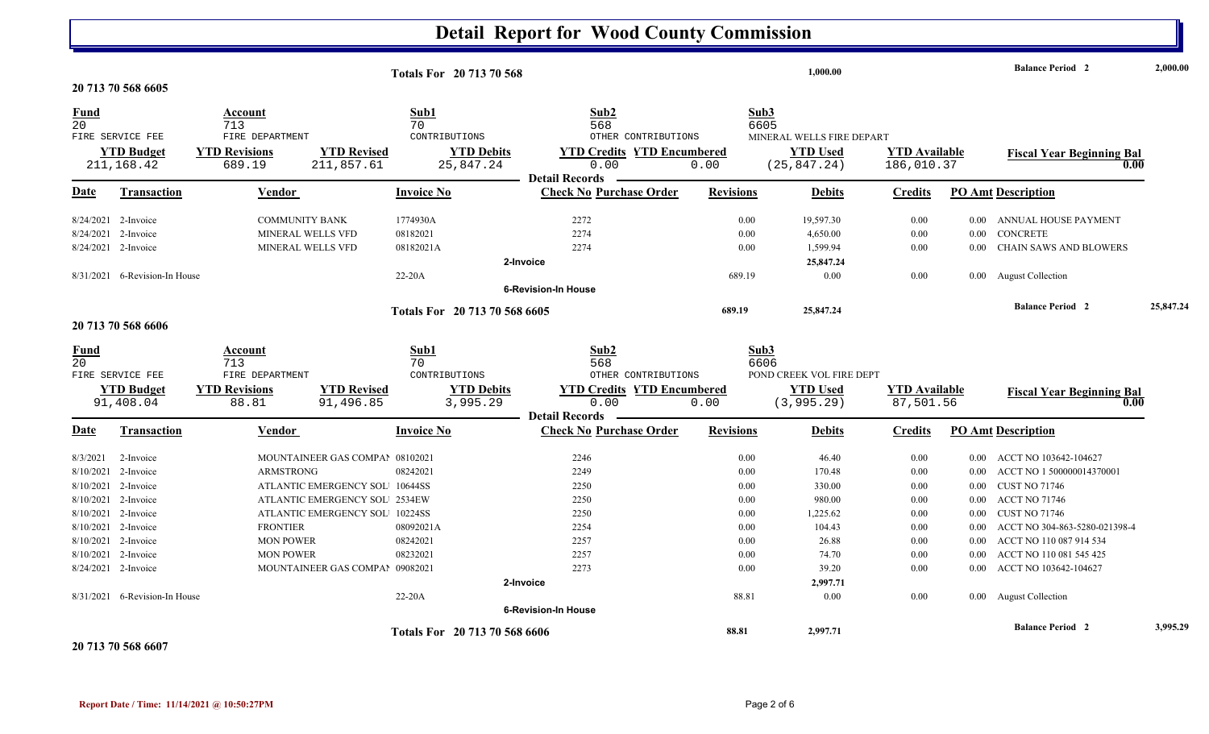# Detail Report for Wood County Commission

**Totals For 20 713 70 568** — 1,000.00 — Balance Period 2 — 2,000.00

## 20 713 70 568 6605

| Fund | Account | Sub1 | Sub2 | Sub3 |
|---|---|---|---|---|
| 20 | 713 | 70 | 568 | 6605 |
| FIRE SERVICE FEE | FIRE DEPARTMENT | CONTRIBUTIONS | OTHER CONTRIBUTIONS | MINERAL WELLS FIRE DEPART |

| YTD Budget | YTD Revisions | YTD Revised | YTD Debits | YTD Credits | YTD Encumbered | YTD Used | YTD Available | Fiscal Year Beginning Bal |
|---|---|---|---|---|---|---|---|---|
| 211,168.42 | 689.19 | 211,857.61 | 25,847.24 | 0.00 | 0.00 | (25,847.24) | 186,010.37 | 0.00 |

**Detail Records**

| Date | Transaction | Vendor | Invoice No | Check No | Purchase Order | Revisions | Debits | Credits | PO Amt | Description |
|---|---|---|---|---|---|---|---|---|---|---|
| 8/24/2021 | 2-Invoice | COMMUNITY BANK | 1774930A | 2272 | | 0.00 | 19,597.30 | 0.00 | 0.00 | ANNUAL HOUSE PAYMENT |
| 8/24/2021 | 2-Invoice | MINERAL WELLS VFD | 08182021 | 2274 | | 0.00 | 4,650.00 | 0.00 | 0.00 | CONCRETE |
| 8/24/2021 | 2-Invoice | MINERAL WELLS VFD | 08182021A | 2274 | | 0.00 | 1,599.94 | 0.00 | 0.00 | CHAIN SAWS AND BLOWERS |
| | | | | 2-Invoice | | | 25,847.24 | | | |
| 8/31/2021 | 6-Revision-In House | | 22-20A | | | 689.19 | 0.00 | 0.00 | 0.00 | August Collection |
| | | | | 6-Revision-In House | | | | | | |

**Totals For 20 713 70 568 6605** — 689.19 — 25,847.24 — Balance Period 2 — 25,847.24

## 20 713 70 568 6606

| Fund | Account | Sub1 | Sub2 | Sub3 |
|---|---|---|---|---|
| 20 | 713 | 70 | 568 | 6606 |
| FIRE SERVICE FEE | FIRE DEPARTMENT | CONTRIBUTIONS | OTHER CONTRIBUTIONS | POND CREEK VOL FIRE DEPT |

| YTD Budget | YTD Revisions | YTD Revised | YTD Debits | YTD Credits | YTD Encumbered | YTD Used | YTD Available | Fiscal Year Beginning Bal |
|---|---|---|---|---|---|---|---|---|
| 91,408.04 | 88.81 | 91,496.85 | 3,995.29 | 0.00 | 0.00 | (3,995.29) | 87,501.56 | 0.00 |

**Detail Records**

| Date | Transaction | Vendor | Invoice No | Check No | Purchase Order | Revisions | Debits | Credits | PO Amt | Description |
|---|---|---|---|---|---|---|---|---|---|---|
| 8/3/2021 | 2-Invoice | MOUNTAINEER GAS COMPAN | 08102021 | 2246 | | 0.00 | 46.40 | 0.00 | 0.00 | ACCT NO 103642-104627 |
| 8/10/2021 | 2-Invoice | ARMSTRONG | 08242021 | 2249 | | 0.00 | 170.48 | 0.00 | 0.00 | ACCT NO 1 500000014370001 |
| 8/10/2021 | 2-Invoice | ATLANTIC EMERGENCY SOL | 10644SS | 2250 | | 0.00 | 330.00 | 0.00 | 0.00 | CUST NO 71746 |
| 8/10/2021 | 2-Invoice | ATLANTIC EMERGENCY SOL | 2534EW | 2250 | | 0.00 | 980.00 | 0.00 | 0.00 | ACCT NO 71746 |
| 8/10/2021 | 2-Invoice | ATLANTIC EMERGENCY SOL | 10224SS | 2250 | | 0.00 | 1,225.62 | 0.00 | 0.00 | CUST NO 71746 |
| 8/10/2021 | 2-Invoice | FRONTIER | 08092021A | 2254 | | 0.00 | 104.43 | 0.00 | 0.00 | ACCT NO 304-863-5280-021398-4 |
| 8/10/2021 | 2-Invoice | MON POWER | 08242021 | 2257 | | 0.00 | 26.88 | 0.00 | 0.00 | ACCT NO 110 087 914 534 |
| 8/10/2021 | 2-Invoice | MON POWER | 08232021 | 2257 | | 0.00 | 74.70 | 0.00 | 0.00 | ACCT NO 110 081 545 425 |
| 8/24/2021 | 2-Invoice | MOUNTAINEER GAS COMPAN | 09082021 | 2273 | | 0.00 | 39.20 | 0.00 | 0.00 | ACCT NO 103642-104627 |
| | | | | 2-Invoice | | | 2,997.71 | | | |
| 8/31/2021 | 6-Revision-In House | | 22-20A | | | 88.81 | 0.00 | 0.00 | 0.00 | August Collection |
| | | | | 6-Revision-In House | | | | | | |

**Totals For 20 713 70 568 6606** — 88.81 — 2,997.71 — Balance Period 2 — 3,995.29

## 20 713 70 568 6607

Report Date / Time: 11/14/2021 @ 10:50:27PM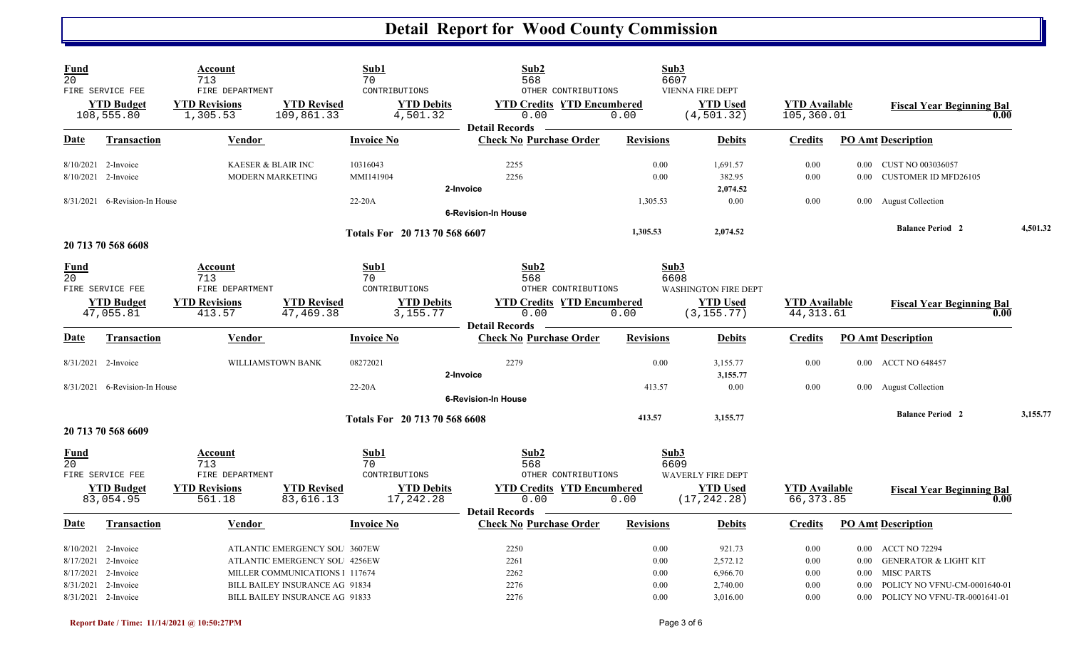# Detail Report for Wood County Commission

| Fund | Account | | Sub1 | Sub2 | | Sub3 | | |
|---|---|---|---|---|---|---|---|---|
| 20 | 713 | | 70 | 568 | | 6607 | | |
| FIRE SERVICE FEE | FIRE DEPARTMENT | | CONTRIBUTIONS | OTHER CONTRIBUTIONS | | VIENNA FIRE DEPT | | |
| **YTD Budget** | **YTD Revisions** | **YTD Revised** | **YTD Debits** | **YTD Credits** | **YTD Encumbered** | **YTD Used** | **YTD Available** | **Fiscal Year Beginning Bal** |
| 108,555.80 | 1,305.53 | 109,861.33 | 4,501.32 | 0.00 | 0.00 | (4,501.32) | 105,360.01 | 0.00 |

**Detail Records**

| Date | Transaction | Vendor | Invoice No | Check No | Purchase Order | Revisions | Debits | Credits | PO Amt | Description |
|---|---|---|---|---|---|---|---|---|---|---|
| 8/10/2021 | 2-Invoice | KAESER & BLAIR INC | 10316043 | 2255 | | 0.00 | 1,691.57 | 0.00 | 0.00 | CUST NO 003036057 |
| 8/10/2021 | 2-Invoice | MODERN MARKETING | MMI141904 | 2256 | | 0.00 | 382.95 | 0.00 | 0.00 | CUSTOMER ID MFD26105 |
| | | | 2-Invoice | | | | 2,074.52 | | | |
| 8/31/2021 | 6-Revision-In House | | 22-20A | | | 1,305.53 | 0.00 | 0.00 | 0.00 | August Collection |
| | | | 6-Revision-In House | | | | | | | |
| | | | Totals For 20 713 70 568 6607 | | | 1,305.53 | 2,074.52 | | | Balance Period 2 4,501.32 |

## 20 713 70 568 6608

| Fund | Account | | Sub1 | Sub2 | | Sub3 | | |
|---|---|---|---|---|---|---|---|---|
| 20 | 713 | | 70 | 568 | | 6608 | | |
| FIRE SERVICE FEE | FIRE DEPARTMENT | | CONTRIBUTIONS | OTHER CONTRIBUTIONS | | WASHINGTON FIRE DEPT | | |
| **YTD Budget** | **YTD Revisions** | **YTD Revised** | **YTD Debits** | **YTD Credits** | **YTD Encumbered** | **YTD Used** | **YTD Available** | **Fiscal Year Beginning Bal** |
| 47,055.81 | 413.57 | 47,469.38 | 3,155.77 | 0.00 | 0.00 | (3,155.77) | 44,313.61 | 0.00 |

**Detail Records**

| Date | Transaction | Vendor | Invoice No | Check No | Purchase Order | Revisions | Debits | Credits | PO Amt | Description |
|---|---|---|---|---|---|---|---|---|---|---|
| 8/31/2021 | 2-Invoice | WILLIAMSTOWN BANK | 08272021 | 2279 | | 0.00 | 3,155.77 | 0.00 | 0.00 | ACCT NO 648457 |
| | | | 2-Invoice | | | | 3,155.77 | | | |
| 8/31/2021 | 6-Revision-In House | | 22-20A | | | 413.57 | 0.00 | 0.00 | 0.00 | August Collection |
| | | | 6-Revision-In House | | | | | | | |
| | | | Totals For 20 713 70 568 6608 | | | 413.57 | 3,155.77 | | | Balance Period 2 3,155.77 |

## 20 713 70 568 6609

| Fund | Account | | Sub1 | Sub2 | | Sub3 | | |
|---|---|---|---|---|---|---|---|---|
| 20 | 713 | | 70 | 568 | | 6609 | | |
| FIRE SERVICE FEE | FIRE DEPARTMENT | | CONTRIBUTIONS | OTHER CONTRIBUTIONS | | WAVERLY FIRE DEPT | | |
| **YTD Budget** | **YTD Revisions** | **YTD Revised** | **YTD Debits** | **YTD Credits** | **YTD Encumbered** | **YTD Used** | **YTD Available** | **Fiscal Year Beginning Bal** |
| 83,054.95 | 561.18 | 83,616.13 | 17,242.28 | 0.00 | 0.00 | (17,242.28) | 66,373.85 | 0.00 |

**Detail Records**

| Date | Transaction | Vendor | Invoice No | Check No | Purchase Order | Revisions | Debits | Credits | PO Amt | Description |
|---|---|---|---|---|---|---|---|---|---|---|
| 8/10/2021 | 2-Invoice | ATLANTIC EMERGENCY SOLU | 3607EW | 2250 | | 0.00 | 921.73 | 0.00 | 0.00 | ACCT NO 72294 |
| 8/17/2021 | 2-Invoice | ATLANTIC EMERGENCY SOLU | 4256EW | 2261 | | 0.00 | 2,572.12 | 0.00 | 0.00 | GENERATOR & LIGHT KIT |
| 8/17/2021 | 2-Invoice | MILLER COMMUNICATIONS I | 117674 | 2262 | | 0.00 | 6,966.70 | 0.00 | 0.00 | MISC PARTS |
| 8/31/2021 | 2-Invoice | BILL BAILEY INSURANCE AG | 91834 | 2276 | | 0.00 | 2,740.00 | 0.00 | 0.00 | POLICY NO VFNU-CM-0001640-01 |
| 8/31/2021 | 2-Invoice | BILL BAILEY INSURANCE AG | 91833 | 2276 | | 0.00 | 3,016.00 | 0.00 | 0.00 | POLICY NO VFNU-TR-0001641-01 |

Report Date / Time: 11/14/2021 @ 10:50:27PM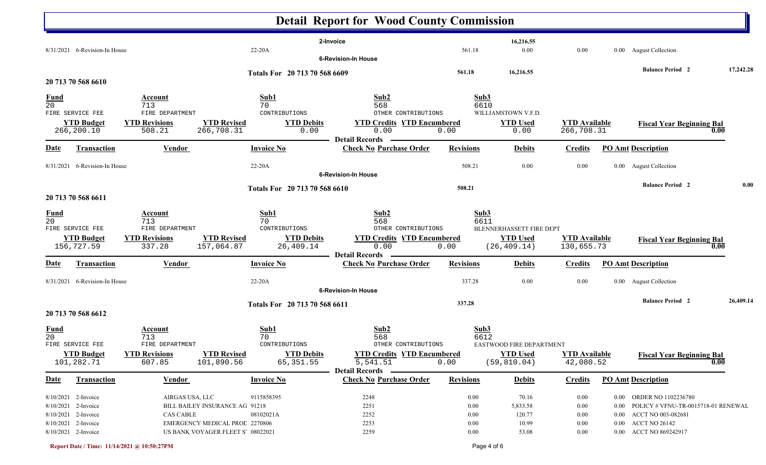# Detail Report for Wood County Commission

| Date | Transaction | Vendor | Invoice No | Check No | Purchase Order | Revisions | Debits | Credits | PO Amt | Description |
|---|---|---|---|---|---|---|---|---|---|---|
| | | | | 2-Invoice | | | 16,216.55 | | | |
| 8/31/2021 | 6-Revision-In House | | 22-20A | | | 561.18 | 0.00 | 0.00 | 0.00 | August Collection |
| | | | | 6-Revision-In House | | | | | | |

**Totals For 20 713 70 568 6609** — 561.18 — 16,216.55 — **Balance Period 2** 17,242.28

## 20 713 70 568 6610

| Fund | Account | Sub1 | Sub2 | Sub3 |
|---|---|---|---|---|
| 20 | 713 | 70 | 568 | 6610 |
| FIRE SERVICE FEE | FIRE DEPARTMENT | CONTRIBUTIONS | OTHER CONTRIBUTIONS | WILLIAMSTOWN V.F.D. |

| YTD Budget | YTD Revisions | YTD Revised | YTD Debits | YTD Credits | YTD Encumbered | YTD Used | YTD Available | Fiscal Year Beginning Bal |
|---|---|---|---|---|---|---|---|---|
| 266,200.10 | 508.21 | 266,708.31 | 0.00 | 0.00 | 0.00 | 0.00 | 266,708.31 | 0.00 |

**Detail Records**

| Date | Transaction | Vendor | Invoice No | Check No | Purchase Order | Revisions | Debits | Credits | PO Amt | Description |
|---|---|---|---|---|---|---|---|---|---|---|
| 8/31/2021 | 6-Revision-In House | | 22-20A | | | 508.21 | 0.00 | 0.00 | 0.00 | August Collection |
| | | | | 6-Revision-In House | | | | | | |

**Totals For 20 713 70 568 6610** — 508.21 — **Balance Period 2** 0.00

## 20 713 70 568 6611

| Fund | Account | Sub1 | Sub2 | Sub3 |
|---|---|---|---|---|
| 20 | 713 | 70 | 568 | 6611 |
| FIRE SERVICE FEE | FIRE DEPARTMENT | CONTRIBUTIONS | OTHER CONTRIBUTIONS | BLENNERHASSETT FIRE DEPT |

| YTD Budget | YTD Revisions | YTD Revised | YTD Debits | YTD Credits | YTD Encumbered | YTD Used | YTD Available | Fiscal Year Beginning Bal |
|---|---|---|---|---|---|---|---|---|
| 156,727.59 | 337.28 | 157,064.87 | 26,409.14 | 0.00 | 0.00 | (26,409.14) | 130,655.73 | 0.00 |

**Detail Records**

| Date | Transaction | Vendor | Invoice No | Check No | Purchase Order | Revisions | Debits | Credits | PO Amt | Description |
|---|---|---|---|---|---|---|---|---|---|---|
| 8/31/2021 | 6-Revision-In House | | 22-20A | | | 337.28 | 0.00 | 0.00 | 0.00 | August Collection |
| | | | | 6-Revision-In House | | | | | | |

**Totals For 20 713 70 568 6611** — 337.28 — **Balance Period 2** 26,409.14

## 20 713 70 568 6612

| Fund | Account | Sub1 | Sub2 | Sub3 |
|---|---|---|---|---|
| 20 | 713 | 70 | 568 | 6612 |
| FIRE SERVICE FEE | FIRE DEPARTMENT | CONTRIBUTIONS | OTHER CONTRIBUTIONS | EASTWOOD FIRE DEPARTMENT |

| YTD Budget | YTD Revisions | YTD Revised | YTD Debits | YTD Credits | YTD Encumbered | YTD Used | YTD Available | Fiscal Year Beginning Bal |
|---|---|---|---|---|---|---|---|---|
| 101,282.71 | 607.85 | 101,890.56 | 65,351.55 | 5,541.51 | 0.00 | (59,810.04) | 42,080.52 | 0.00 |

**Detail Records**

| Date | Transaction | Vendor | Invoice No | Check No | Purchase Order | Revisions | Debits | Credits | PO Amt | Description |
|---|---|---|---|---|---|---|---|---|---|---|
| 8/10/2021 | 2-Invoice | AIRGAS USA, LLC | 9115858395 | 2248 | | 0.00 | 70.16 | 0.00 | 0.00 | ORDER NO 1102236780 |
| 8/10/2021 | 2-Invoice | BILL BAILEY INSURANCE AG | 91218 | 2251 | | 0.00 | 5,833.58 | 0.00 | 0.00 | POLICY # VFNU-TR-0015718-01 RENEWAL |
| 8/10/2021 | 2-Invoice | CAS CABLE | 08102021A | 2252 | | 0.00 | 120.77 | 0.00 | 0.00 | ACCT NO 003-082681 |
| 8/10/2021 | 2-Invoice | EMERGENCY MEDICAL PROD | 2270806 | 2253 | | 0.00 | 10.99 | 0.00 | 0.00 | ACCT NO 26142 |
| 8/10/2021 | 2-Invoice | US BANK VOYAGER FLEET S' | 08022021 | 2259 | | 0.00 | 53.08 | 0.00 | 0.00 | ACCT NO 869242917 |

Report Date / Time: 11/14/2021 @ 10:50:27PM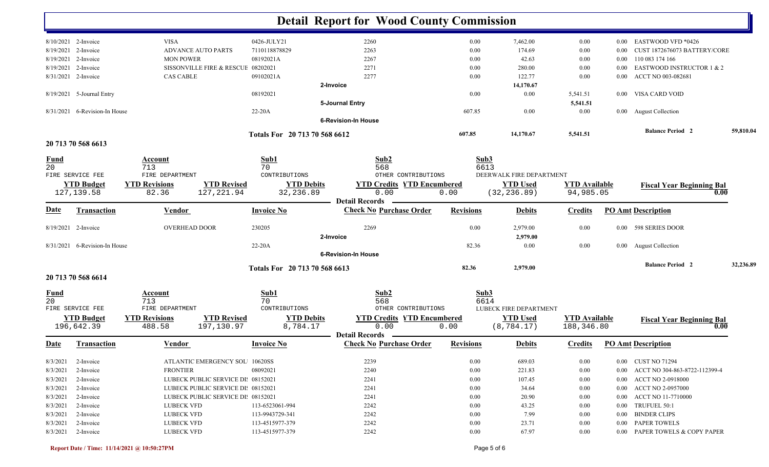# Detail Report for Wood County Commission

| Date | Transaction | Vendor | Invoice No | Check No | Revisions | Debits | Credits | PO Amt | Description |
|---|---|---|---|---|---|---|---|---|---|
| 8/10/2021 | 2-Invoice | VISA | 0426-JULY21 | 2260 | 0.00 | 7,462.00 | 0.00 | 0.00 | EASTWOOD VFD *0426 |
| 8/19/2021 | 2-Invoice | ADVANCE AUTO PARTS | 7110118878829 | 2263 | 0.00 | 174.69 | 0.00 | 0.00 | CUST 1872676073 BATTERY/CORE |
| 8/19/2021 | 2-Invoice | MON POWER | 08192021A | 2267 | 0.00 | 42.63 | 0.00 | 0.00 | 110 083 174 166 |
| 8/19/2021 | 2-Invoice | SISSONVILLE FIRE & RESCUE | 08202021 | 2271 | 0.00 | 280.00 | 0.00 | 0.00 | EASTWOOD INSTRUCTOR 1 & 2 |
| 8/31/2021 | 2-Invoice | CAS CABLE | 09102021A | 2277 | 0.00 | 122.77 | 0.00 | 0.00 | ACCT NO 003-082681 |
| | | | | 2-Invoice | | 14,170.67 | | | |
| 8/19/2021 | 5-Journal Entry | | 08192021 | | 0.00 | 0.00 | 5,541.51 | 0.00 | VISA CARD VOID |
| | | | | 5-Journal Entry | | | 5,541.51 | | |
| 8/31/2021 | 6-Revision-In House | | 22-20A | | 607.85 | 0.00 | 0.00 | 0.00 | August Collection |
| | | | | 6-Revision-In House | | | | | |

**Totals For 20 713 70 568 6612** — Revisions: 607.85 — Debits: 14,170.67 — Credits: 5,541.51 — **Balance Period 2**: 59,810.04

## 20 713 70 568 6613

| Fund | Account | Sub1 | Sub2 | Sub3 |
|---|---|---|---|---|
| 20 | 713 | 70 | 568 | 6613 |
| FIRE SERVICE FEE | FIRE DEPARTMENT | CONTRIBUTIONS | OTHER CONTRIBUTIONS | DEERWALK FIRE DEPARTMENT |

| YTD Budget | YTD Revisions | YTD Revised | YTD Debits | YTD Credits | YTD Encumbered | YTD Used | YTD Available | Fiscal Year Beginning Bal |
|---|---|---|---|---|---|---|---|---|
| 127,139.58 | 82.36 | 127,221.94 | 32,236.89 | 0.00 | 0.00 | (32,236.89) | 94,985.05 | 0.00 |

**Detail Records**

| Date | Transaction | Vendor | Invoice No | Check No / Purchase Order | Revisions | Debits | Credits | PO Amt | Description |
|---|---|---|---|---|---|---|---|---|---|
| 8/19/2021 | 2-Invoice | OVERHEAD DOOR | 230205 | 2269 | 0.00 | 2,979.00 | 0.00 | 0.00 | 598 SERIES DOOR |
| | | | | 2-Invoice | | 2,979.00 | | | |
| 8/31/2021 | 6-Revision-In House | | 22-20A | | 82.36 | 0.00 | 0.00 | 0.00 | August Collection |
| | | | | 6-Revision-In House | | | | | |

**Totals For 20 713 70 568 6613** — Revisions: 82.36 — Debits: 2,979.00 — **Balance Period 2**: 32,236.89

## 20 713 70 568 6614

| Fund | Account | Sub1 | Sub2 | Sub3 |
|---|---|---|---|---|
| 20 | 713 | 70 | 568 | 6614 |
| FIRE SERVICE FEE | FIRE DEPARTMENT | CONTRIBUTIONS | OTHER CONTRIBUTIONS | LUBECK FIRE DEPARTMENT |

| YTD Budget | YTD Revisions | YTD Revised | YTD Debits | YTD Credits | YTD Encumbered | YTD Used | YTD Available | Fiscal Year Beginning Bal |
|---|---|---|---|---|---|---|---|---|
| 196,642.39 | 488.58 | 197,130.97 | 8,784.17 | 0.00 | 0.00 | (8,784.17) | 188,346.80 | 0.00 |

**Detail Records**

| Date | Transaction | Vendor | Invoice No | Check No / Purchase Order | Revisions | Debits | Credits | PO Amt | Description |
|---|---|---|---|---|---|---|---|---|---|
| 8/3/2021 | 2-Invoice | ATLANTIC EMERGENCY SOLU | 10620SS | 2239 | 0.00 | 689.03 | 0.00 | 0.00 | CUST NO 71294 |
| 8/3/2021 | 2-Invoice | FRONTIER | 08092021 | 2240 | 0.00 | 221.83 | 0.00 | 0.00 | ACCT NO 304-863-8722-112399-4 |
| 8/3/2021 | 2-Invoice | LUBECK PUBLIC SERVICE DIS | 08152021 | 2241 | 0.00 | 107.45 | 0.00 | 0.00 | ACCT NO 2-0918000 |
| 8/3/2021 | 2-Invoice | LUBECK PUBLIC SERVICE DIS | 08152021 | 2241 | 0.00 | 34.64 | 0.00 | 0.00 | ACCT NO 2-0957000 |
| 8/3/2021 | 2-Invoice | LUBECK PUBLIC SERVICE DIS | 08152021 | 2241 | 0.00 | 20.90 | 0.00 | 0.00 | ACCT NO 11-7710000 |
| 8/3/2021 | 2-Invoice | LUBECK VFD | 113-6523061-994 | 2242 | 0.00 | 43.25 | 0.00 | 0.00 | TRUFUEL 50:1 |
| 8/3/2021 | 2-Invoice | LUBECK VFD | 113-9943729-341 | 2242 | 0.00 | 7.99 | 0.00 | 0.00 | BINDER CLIPS |
| 8/3/2021 | 2-Invoice | LUBECK VFD | 113-4515977-379 | 2242 | 0.00 | 23.71 | 0.00 | 0.00 | PAPER TOWELS |
| 8/3/2021 | 2-Invoice | LUBECK VFD | 113-4515977-379 | 2242 | 0.00 | 67.97 | 0.00 | 0.00 | PAPER TOWELS & COPY PAPER |

Report Date / Time: 11/14/2021 @ 10:50:27PM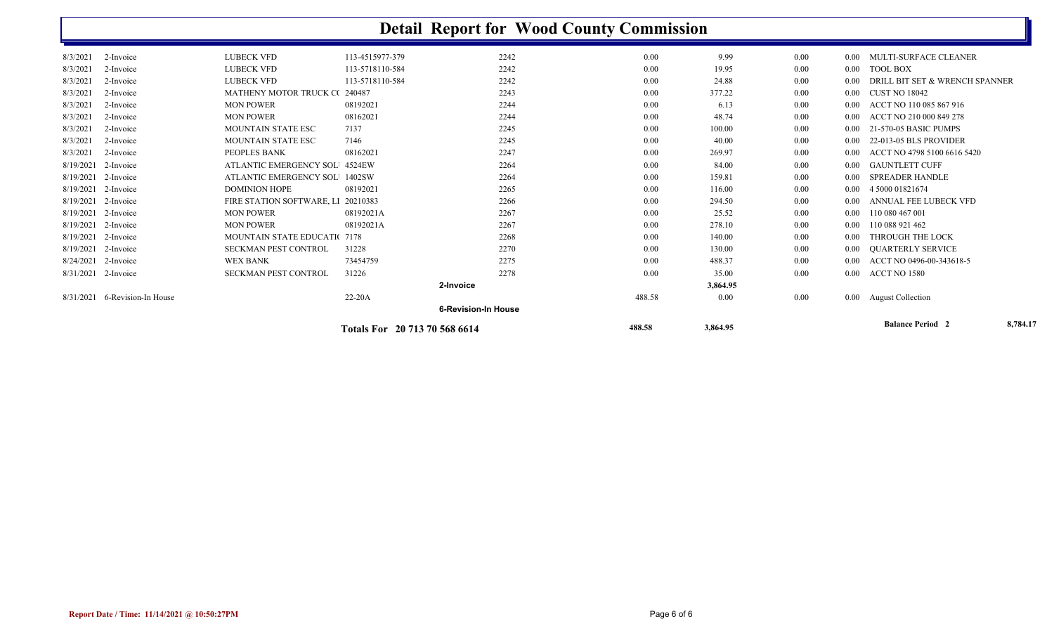# Detail Report for Wood County Commission

| | | | | | | | | | |
|---|---|---|---|---|---|---|---|---|---|
| 8/3/2021 | 2-Invoice | LUBECK VFD | 113-4515977-379 | 2242 | 0.00 | 9.99 | 0.00 | 0.00 | MULTI-SURFACE CLEANER |
| 8/3/2021 | 2-Invoice | LUBECK VFD | 113-5718110-584 | 2242 | 0.00 | 19.95 | 0.00 | 0.00 | TOOL BOX |
| 8/3/2021 | 2-Invoice | LUBECK VFD | 113-5718110-584 | 2242 | 0.00 | 24.88 | 0.00 | 0.00 | DRILL BIT SET & WRENCH SPANNER |
| 8/3/2021 | 2-Invoice | MATHENY MOTOR TRUCK C( | 240487 | 2243 | 0.00 | 377.22 | 0.00 | 0.00 | CUST NO 18042 |
| 8/3/2021 | 2-Invoice | MON POWER | 08192021 | 2244 | 0.00 | 6.13 | 0.00 | 0.00 | ACCT NO 110 085 867 916 |
| 8/3/2021 | 2-Invoice | MON POWER | 08162021 | 2244 | 0.00 | 48.74 | 0.00 | 0.00 | ACCT NO 210 000 849 278 |
| 8/3/2021 | 2-Invoice | MOUNTAIN STATE ESC | 7137 | 2245 | 0.00 | 100.00 | 0.00 | 0.00 | 21-570-05 BASIC PUMPS |
| 8/3/2021 | 2-Invoice | MOUNTAIN STATE ESC | 7146 | 2245 | 0.00 | 40.00 | 0.00 | 0.00 | 22-013-05 BLS PROVIDER |
| 8/3/2021 | 2-Invoice | PEOPLES BANK | 08162021 | 2247 | 0.00 | 269.97 | 0.00 | 0.00 | ACCT NO 4798 5100 6616 5420 |
| 8/19/2021 | 2-Invoice | ATLANTIC EMERGENCY SOL | 4524EW | 2264 | 0.00 | 84.00 | 0.00 | 0.00 | GAUNTLETT CUFF |
| 8/19/2021 | 2-Invoice | ATLANTIC EMERGENCY SOL | 1402SW | 2264 | 0.00 | 159.81 | 0.00 | 0.00 | SPREADER HANDLE |
| 8/19/2021 | 2-Invoice | DOMINION HOPE | 08192021 | 2265 | 0.00 | 116.00 | 0.00 | 0.00 | 4 5000 01821674 |
| 8/19/2021 | 2-Invoice | FIRE STATION SOFTWARE, LI | 20210383 | 2266 | 0.00 | 294.50 | 0.00 | 0.00 | ANNUAL FEE LUBECK VFD |
| 8/19/2021 | 2-Invoice | MON POWER | 08192021A | 2267 | 0.00 | 25.52 | 0.00 | 0.00 | 110 080 467 001 |
| 8/19/2021 | 2-Invoice | MON POWER | 08192021A | 2267 | 0.00 | 278.10 | 0.00 | 0.00 | 110 088 921 462 |
| 8/19/2021 | 2-Invoice | MOUNTAIN STATE EDUCATI( | 7178 | 2268 | 0.00 | 140.00 | 0.00 | 0.00 | THROUGH THE LOCK |
| 8/19/2021 | 2-Invoice | SECKMAN PEST CONTROL | 31228 | 2270 | 0.00 | 130.00 | 0.00 | 0.00 | QUARTERLY SERVICE |
| 8/24/2021 | 2-Invoice | WEX BANK | 73454759 | 2275 | 0.00 | 488.37 | 0.00 | 0.00 | ACCT NO 0496-00-343618-5 |
| 8/31/2021 | 2-Invoice | SECKMAN PEST CONTROL | 31226 | 2278 | 0.00 | 35.00 | 0.00 | 0.00 | ACCT NO 1580 |
| | | | | **2-Invoice** | | **3,864.95** | | | |
| 8/31/2021 | 6-Revision-In House | | 22-20A | | 488.58 | 0.00 | 0.00 | 0.00 | August Collection |
| | | | | **6-Revision-In House** | | | | | |
| | | | **Totals For 20 713 70 568 6614** | | **488.58** | **3,864.95** | | | **Balance Period 2** **8,784.17** |

**Report Date / Time: 11/14/2021 @ 10:50:27PM**